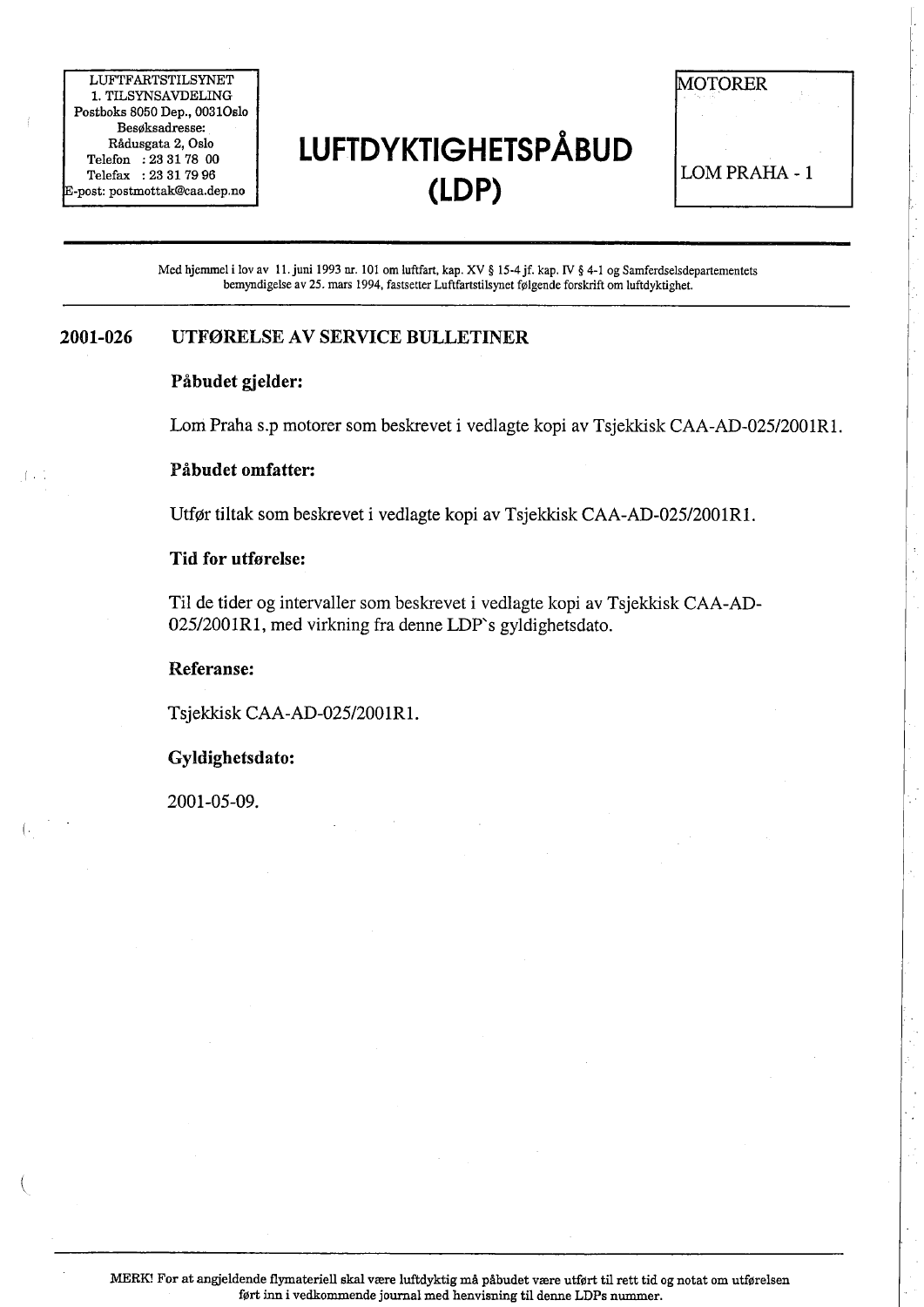LUFTFARTSTILSYNET
1. TILSYNSAVDELING
Postboks 8050 Dep., 0031Oslo
Besøksadresse:
Rådusgata 2, Oslo
Telefon : 23 31 78 00
Telefax : 23 31 79 96
E-post: postmottak@caa.dep.no

# LUFTDYKTIGHETSPÅBUD (LDP)

MOTORER

LOM PRAHA - 1

Med hjemmel i lov av 11. juni 1993 nr. 101 om luftfart, kap. XV § 15-4 jf. kap. IV § 4-1 og Samferdselsdepartementets bemyndigelse av 25. mars 1994, fastsetter Luftfartstilsynet følgende forskrift om luftdyktighet.

## 2001-026 UTFØRELSE AV SERVICE BULLETINER

**Påbudet gjelder:**

Lom Praha s.p motorer som beskrevet i vedlagte kopi av Tsjekkisk CAA-AD-025/2001R1.

**Påbudet omfatter:**

Utfør tiltak som beskrevet i vedlagte kopi av Tsjekkisk CAA-AD-025/2001R1.

**Tid for utførelse:**

Til de tider og intervaller som beskrevet i vedlagte kopi av Tsjekkisk CAA-AD-025/2001R1, med virkning fra denne LDP`s gyldighetsdato.

**Referanse:**

Tsjekkisk CAA-AD-025/2001R1.

**Gyldighetsdato:**

2001-05-09.

MERK! For at angjeldende flymateriell skal være luftdyktig må påbudet være utført til rett tid og notat om utførelsen ført inn i vedkommende journal med henvisning til denne LDPs nummer.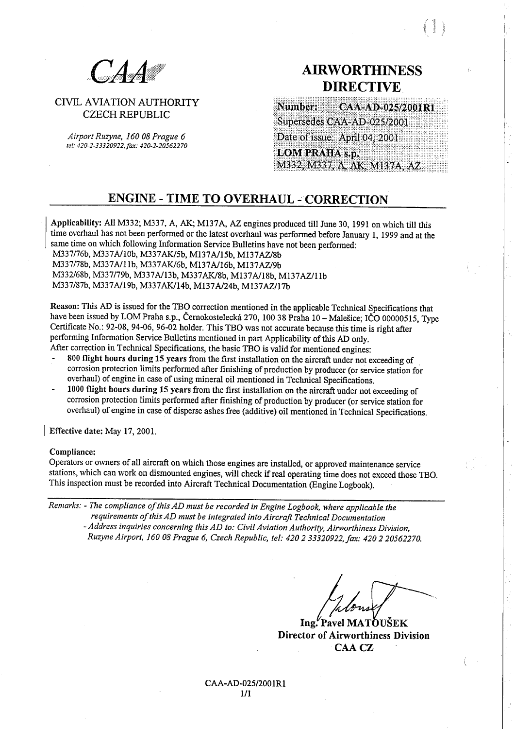**CAA**

CIVIL AVIATION AUTHORITY
CZECH REPUBLIC

*Airport Ruzyne, 160 08 Prague 6*
*tel: 420-2-33320922, fax: 420-2-20562270*

# AIRWORTHINESS DIRECTIVE

**Number: CAA-AD-025/2001R1**
Supersedes CAA-AD-025/2001
Date of issue: April 04, 2001
**LOM PRAHA s.p.**
M332, M337, A, AK, M137A, AZ

## ENGINE - TIME TO OVERHAUL - CORRECTION

**Applicability:** All M332; M337, A, AK; M137A, AZ engines produced till June 30, 1991 on which till this time overhaul has not been performed or the latest overhaul was performed before January 1, 1999 and at the same time on which following Information Service Bulletins have not been performed:
M337/76b, M337A/10b, M337AK/5b, M137A/15b, M137AZ/8b
M337/78b, M337A/11b, M337AK/6b, M137A/16b, M137AZ/9b
M332/68b, M337/79b, M337A/13b, M337AK/8b, M137A/18b, M137AZ/11b
M337/87b, M337A/19b, M337AK/14b, M137A/24b, M137AZ/17b

**Reason:** This AD is issued for the TBO correction mentioned in the applicable Technical Specifications that have been issued by LOM Praha s.p., Černokostelecká 270, 100 38 Praha 10 – Malešice; IČO 00000515, Type Certificate No.: 92-08, 94-06, 96-02 holder. This TBO was not accurate because this time is right after performing Information Service Bulletins mentioned in part Applicability of this AD only.
After correction in Technical Specifications, the basic TBO is valid for mentioned engines:

- **800 flight hours during 15 years** from the first installation on the aircraft under not exceeding of corrosion protection limits performed after finishing of production by producer (or service station for overhaul) of engine in case of using mineral oil mentioned in Technical Specifications.
- **1000 flight hours during 15 years** from the first installation on the aircraft under not exceeding of corrosion protection limits performed after finishing of production by producer (or service station for overhaul) of engine in case of disperse ashes free (additive) oil mentioned in Technical Specifications.

**Effective date:** May 17, 2001.

**Compliance:**
Operators or owners of all aircraft on which those engines are installed, or approved maintenance service stations, which can work on dismounted engines, will check if real operating time does not exceed those TBO. This inspection must be recorded into Aircraft Technical Documentation (Engine Logbook).

*Remarks: - The compliance of this AD must be recorded in Engine Logbook, where applicable the requirements of this AD must be integrated into Aircraft Technical Documentation*
*- Address inquiries concerning this AD to: Civil Aviation Authority, Airworthiness Division, Ruzyne Airport, 160 08 Prague 6, Czech Republic, tel: 420 2 33320922, fax: 420 2 20562270.*

**Ing. Pavel MATOUŠEK**
**Director of Airworthiness Division**
**CAA CZ**

CAA-AD-025/2001R1